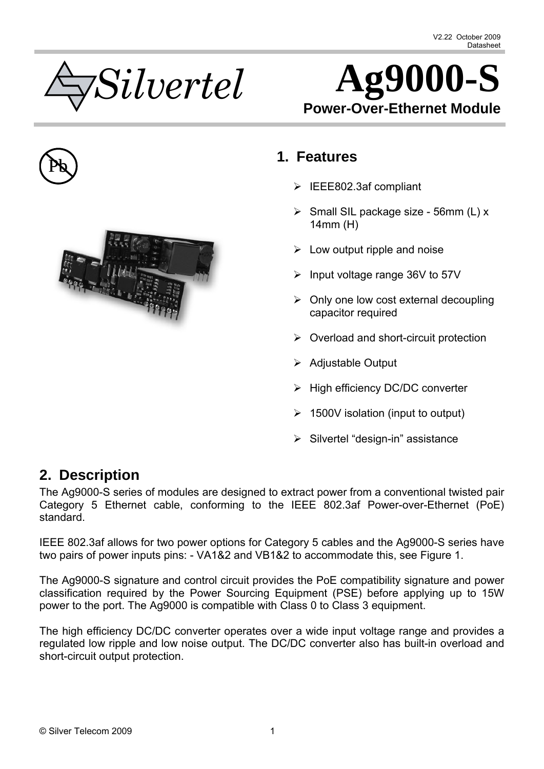V2.22 October 2009
Datasheet

# Ag9000-S

**Power-Over-Ethernet Module**

## 1. Features

- IEEE802.3af compliant
- Small SIL package size - 56mm (L) x 14mm (H)
- Low output ripple and noise
- Input voltage range 36V to 57V
- Only one low cost external decoupling capacitor required
- Overload and short-circuit protection
- Adjustable Output
- High efficiency DC/DC converter
- 1500V isolation (input to output)
- Silvertel "design-in" assistance

## 2. Description

The Ag9000-S series of modules are designed to extract power from a conventional twisted pair Category 5 Ethernet cable, conforming to the IEEE 802.3af Power-over-Ethernet (PoE) standard.

IEEE 802.3af allows for two power options for Category 5 cables and the Ag9000-S series have two pairs of power inputs pins: - VA1&2 and VB1&2 to accommodate this, see Figure 1.

The Ag9000-S signature and control circuit provides the PoE compatibility signature and power classification required by the Power Sourcing Equipment (PSE) before applying up to 15W power to the port. The Ag9000 is compatible with Class 0 to Class 3 equipment.

The high efficiency DC/DC converter operates over a wide input voltage range and provides a regulated low ripple and low noise output. The DC/DC converter also has built-in overload and short-circuit output protection.

© Silver Telecom 2009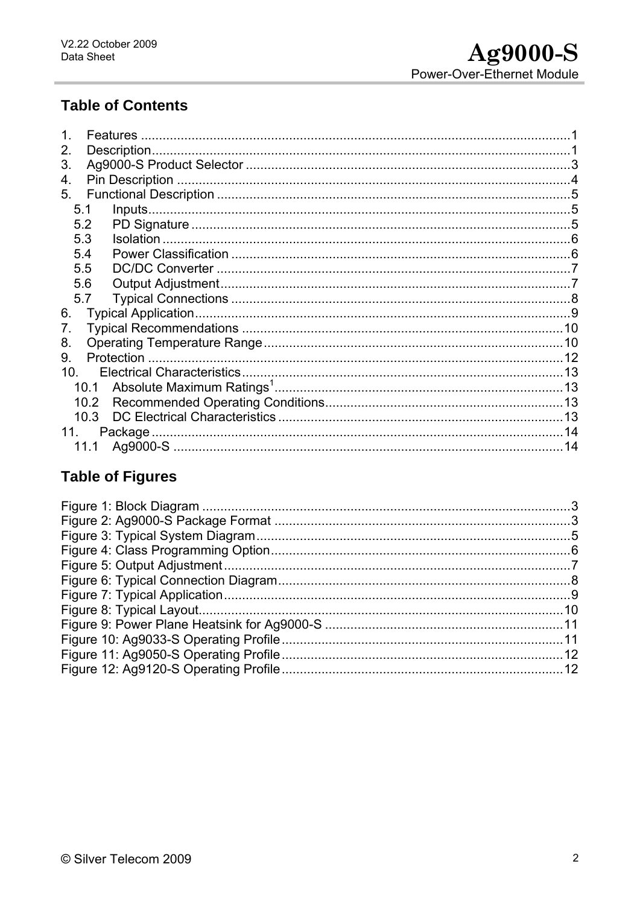## Table of Contents

1. Features ..... 1
2. Description ..... 1
3. Ag9000-S Product Selector ..... 3
4. Pin Description ..... 4
5. Functional Description ..... 5
   - 5.1 Inputs ..... 5
   - 5.2 PD Signature ..... 5
   - 5.3 Isolation ..... 6
   - 5.4 Power Classification ..... 6
   - 5.5 DC/DC Converter ..... 7
   - 5.6 Output Adjustment ..... 7
   - 5.7 Typical Connections ..... 8
6. Typical Application ..... 9
7. Typical Recommendations ..... 10
8. Operating Temperature Range ..... 10
9. Protection ..... 12
10. Electrical Characteristics ..... 13
    - 10.1 Absolute Maximum Ratings[1] ..... 13
    - 10.2 Recommended Operating Conditions ..... 13
    - 10.3 DC Electrical Characteristics ..... 13
11. Package ..... 14
    - 11.1 Ag9000-S ..... 14

## Table of Figures

Figure 1: Block Diagram ..... 3
Figure 2: Ag9000-S Package Format ..... 3
Figure 3: Typical System Diagram ..... 5
Figure 4: Class Programming Option ..... 6
Figure 5: Output Adjustment ..... 7
Figure 6: Typical Connection Diagram ..... 8
Figure 7: Typical Application ..... 9
Figure 8: Typical Layout ..... 10
Figure 9: Power Plane Heatsink for Ag9000-S ..... 11
Figure 10: Ag9033-S Operating Profile ..... 11
Figure 11: Ag9050-S Operating Profile ..... 12
Figure 12: Ag9120-S Operating Profile ..... 12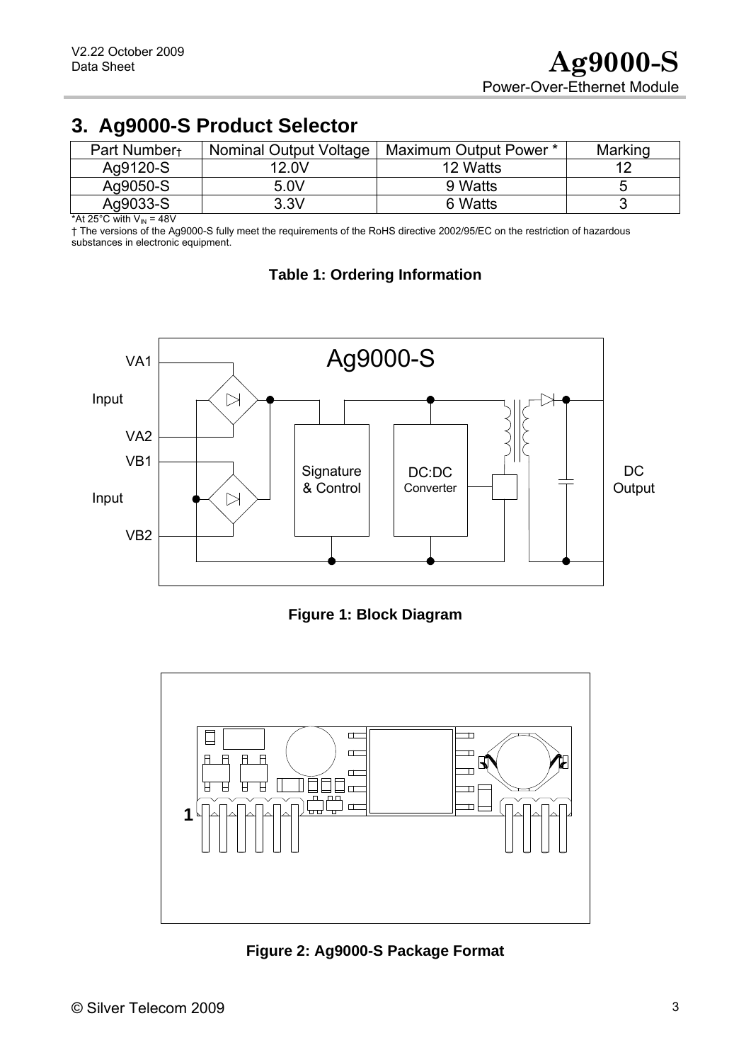## 3. Ag9000-S Product Selector

| Part Number† | Nominal Output Voltage | Maximum Output Power * | Marking |
|---|---|---|---|
| Ag9120-S | 12.0V | 12 Watts | 12 |
| Ag9050-S | 5.0V | 9 Watts | 5 |
| Ag9033-S | 3.3V | 6 Watts | 3 |

*At 25°C with $V_{IN}$ = 48V

† The versions of the Ag9000-S fully meet the requirements of the RoHS directive 2002/95/EC on the restriction of hazardous substances in electronic equipment.

**Table 1: Ordering Information**

**Figure 1: Block Diagram**

**Figure 2: Ag9000-S Package Format**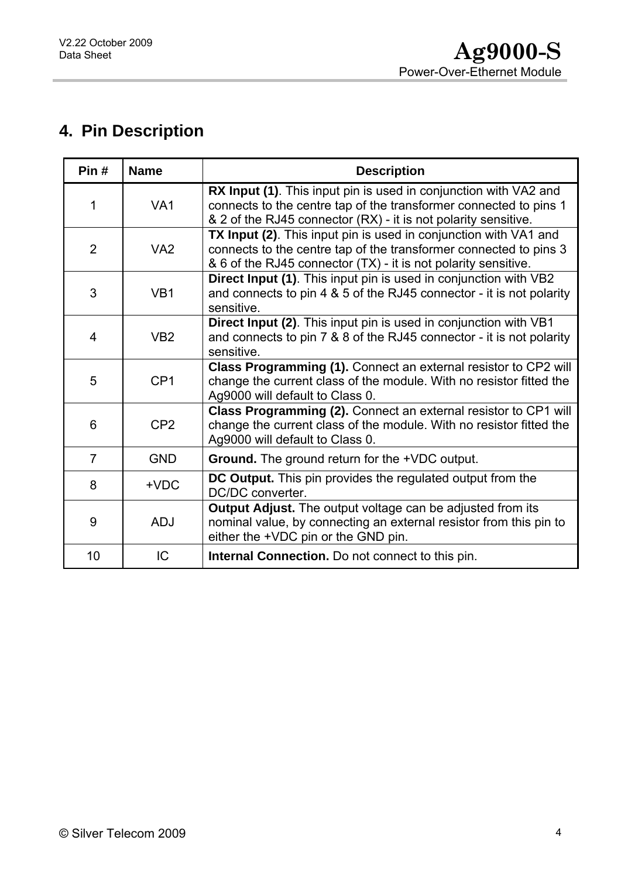## 4. Pin Description

| Pin # | Name | Description |
|---|---|---|
| 1 | VA1 | **RX Input (1)**. This input pin is used in conjunction with VA2 and connects to the centre tap of the transformer connected to pins 1 & 2 of the RJ45 connector (RX) - it is not polarity sensitive. |
| 2 | VA2 | **TX Input (2)**. This input pin is used in conjunction with VA1 and connects to the centre tap of the transformer connected to pins 3 & 6 of the RJ45 connector (TX) - it is not polarity sensitive. |
| 3 | VB1 | **Direct Input (1)**. This input pin is used in conjunction with VB2 and connects to pin 4 & 5 of the RJ45 connector - it is not polarity sensitive. |
| 4 | VB2 | **Direct Input (2)**. This input pin is used in conjunction with VB1 and connects to pin 7 & 8 of the RJ45 connector - it is not polarity sensitive. |
| 5 | CP1 | **Class Programming (1).** Connect an external resistor to CP2 will change the current class of the module. With no resistor fitted the Ag9000 will default to Class 0. |
| 6 | CP2 | **Class Programming (2).** Connect an external resistor to CP1 will change the current class of the module. With no resistor fitted the Ag9000 will default to Class 0. |
| 7 | GND | **Ground.** The ground return for the +VDC output. |
| 8 | +VDC | **DC Output.** This pin provides the regulated output from the DC/DC converter. |
| 9 | ADJ | **Output Adjust.** The output voltage can be adjusted from its nominal value, by connecting an external resistor from this pin to either the +VDC pin or the GND pin. |
| 10 | IC | **Internal Connection.** Do not connect to this pin. |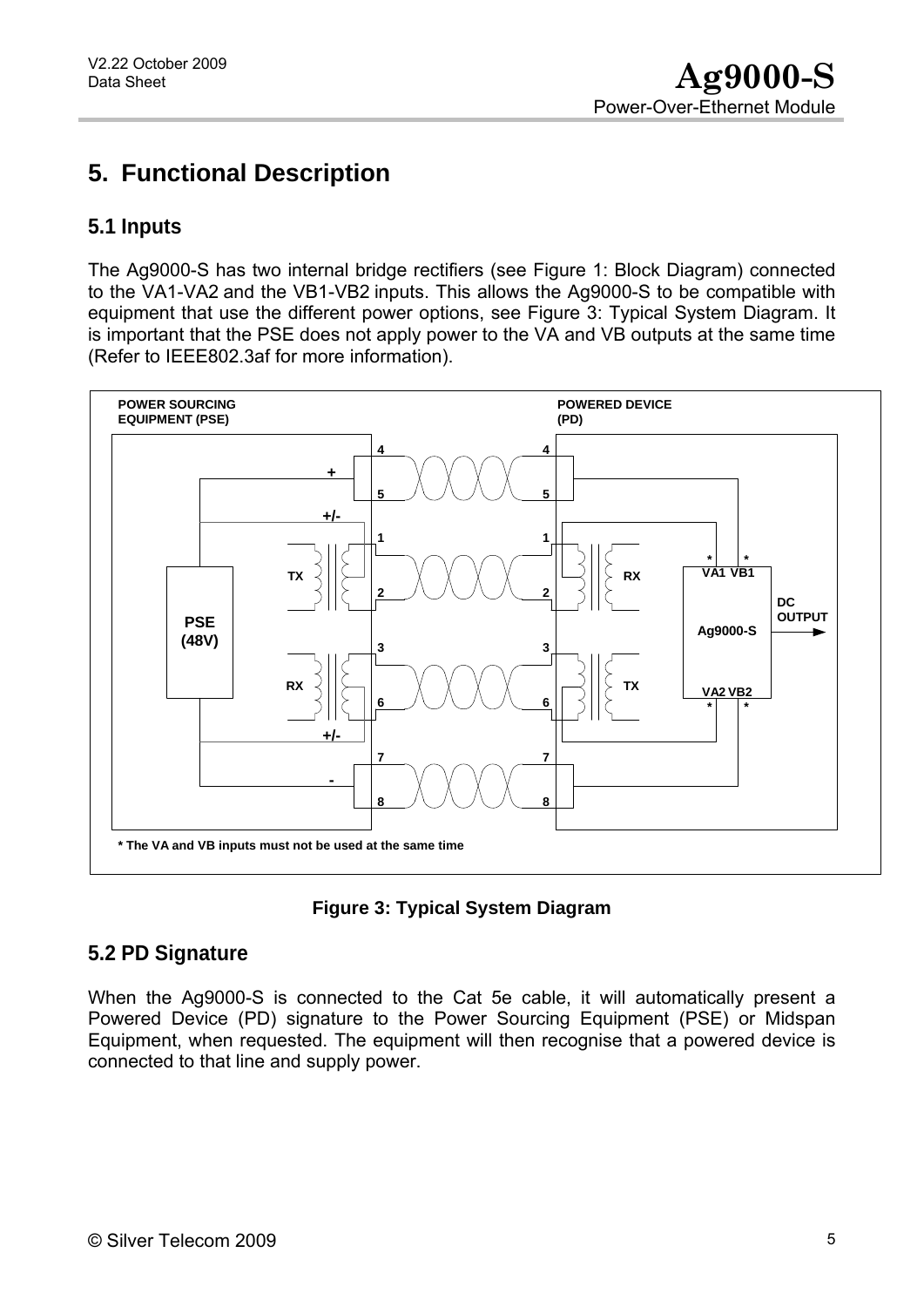# 5. Functional Description

## 5.1 Inputs

The Ag9000-S has two internal bridge rectifiers (see Figure 1: Block Diagram) connected to the VA1-VA2 and the VB1-VB2 inputs. This allows the Ag9000-S to be compatible with equipment that use the different power options, see Figure 3: Typical System Diagram. It is important that the PSE does not apply power to the VA and VB outputs at the same time (Refer to IEEE802.3af for more information).

**Figure 3: Typical System Diagram**

## 5.2 PD Signature

When the Ag9000-S is connected to the Cat 5e cable, it will automatically present a Powered Device (PD) signature to the Power Sourcing Equipment (PSE) or Midspan Equipment, when requested. The equipment will then recognise that a powered device is connected to that line and supply power.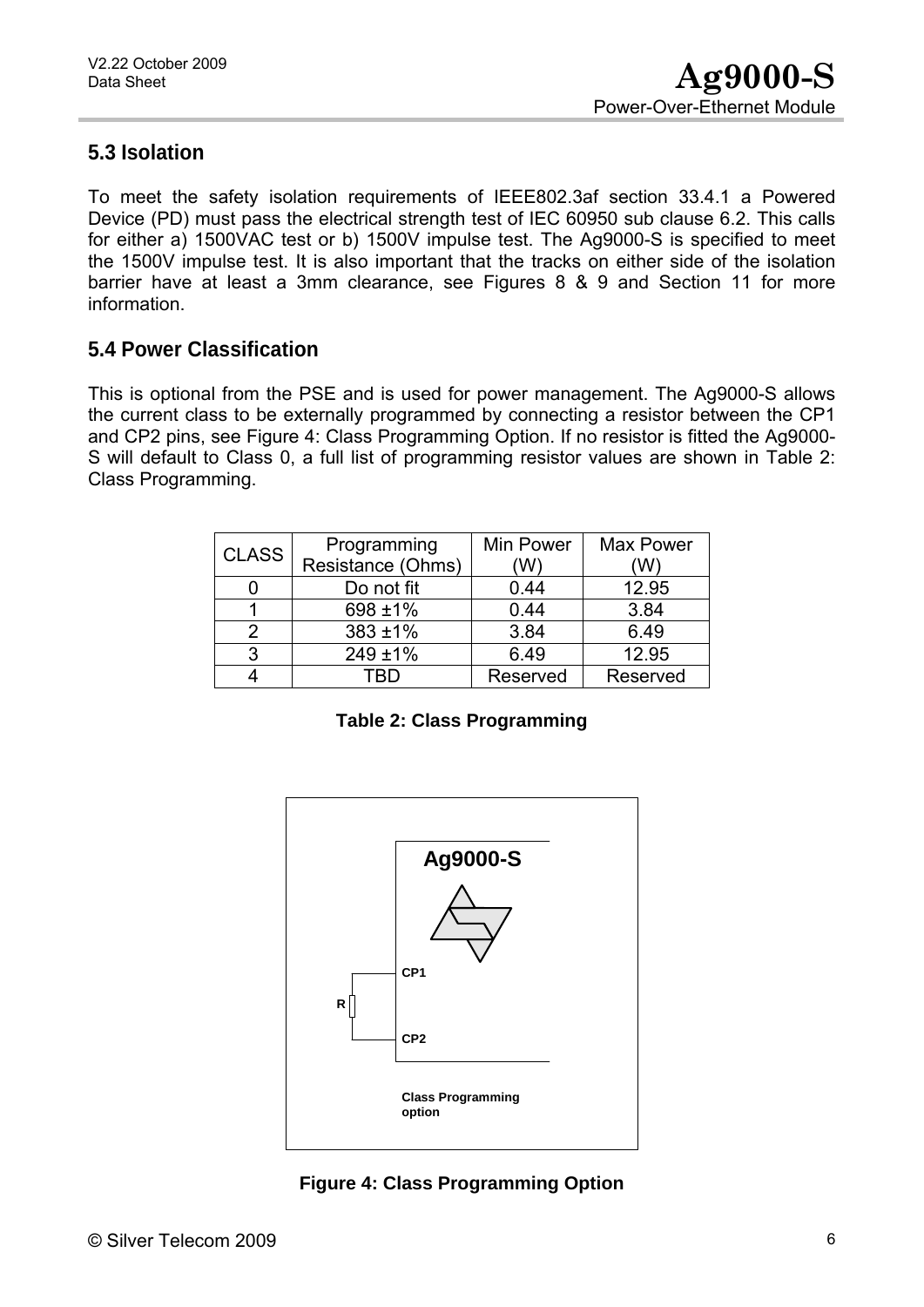## 5.3 Isolation

To meet the safety isolation requirements of IEEE802.3af section 33.4.1 a Powered Device (PD) must pass the electrical strength test of IEC 60950 sub clause 6.2. This calls for either a) 1500VAC test or b) 1500V impulse test. The Ag9000-S is specified to meet the 1500V impulse test. It is also important that the tracks on either side of the isolation barrier have at least a 3mm clearance, see Figures 8 & 9 and Section 11 for more information.

## 5.4 Power Classification

This is optional from the PSE and is used for power management. The Ag9000-S allows the current class to be externally programmed by connecting a resistor between the CP1 and CP2 pins, see Figure 4: Class Programming Option. If no resistor is fitted the Ag9000-S will default to Class 0, a full list of programming resistor values are shown in Table 2: Class Programming.

| CLASS | Programming Resistance (Ohms) | Min Power (W) | Max Power (W) |
|---|---|---|---|
| 0 | Do not fit | 0.44 | 12.95 |
| 1 | 698 ±1% | 0.44 | 3.84 |
| 2 | 383 ±1% | 3.84 | 6.49 |
| 3 | 249 ±1% | 6.49 | 12.95 |
| 4 | TBD | Reserved | Reserved |

**Table 2: Class Programming**

Ag9000-S

CP1

R

CP2

Class Programming option

**Figure 4: Class Programming Option**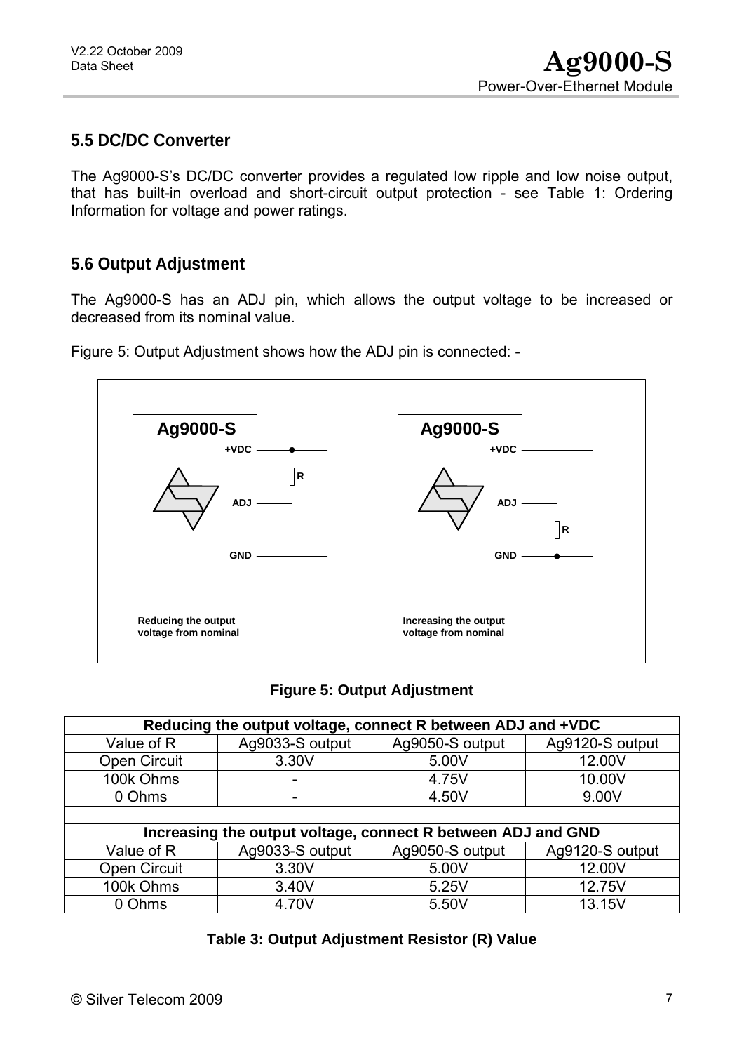## 5.5 DC/DC Converter

The Ag9000-S's DC/DC converter provides a regulated low ripple and low noise output, that has built-in overload and short-circuit output protection - see Table 1: Ordering Information for voltage and power ratings.

## 5.6 Output Adjustment

The Ag9000-S has an ADJ pin, which allows the output voltage to be increased or decreased from its nominal value.

Figure 5: Output Adjustment shows how the ADJ pin is connected: -

Ag9000-S +VDC R ADJ GND — Reducing the output voltage from nominal

Ag9000-S +VDC ADJ R GND — Increasing the output voltage from nominal

**Figure 5: Output Adjustment**

| Reducing the output voltage, connect R between ADJ and +VDC | | | |
|---|---|---|---|
| Value of R | Ag9033-S output | Ag9050-S output | Ag9120-S output |
| Open Circuit | 3.30V | 5.00V | 12.00V |
| 100k Ohms | - | 4.75V | 10.00V |
| 0 Ohms | - | 4.50V | 9.00V |
| | | | |
| **Increasing the output voltage, connect R between ADJ and GND** | | | |
| Value of R | Ag9033-S output | Ag9050-S output | Ag9120-S output |
| Open Circuit | 3.30V | 5.00V | 12.00V |
| 100k Ohms | 3.40V | 5.25V | 12.75V |
| 0 Ohms | 4.70V | 5.50V | 13.15V |

**Table 3: Output Adjustment Resistor (R) Value**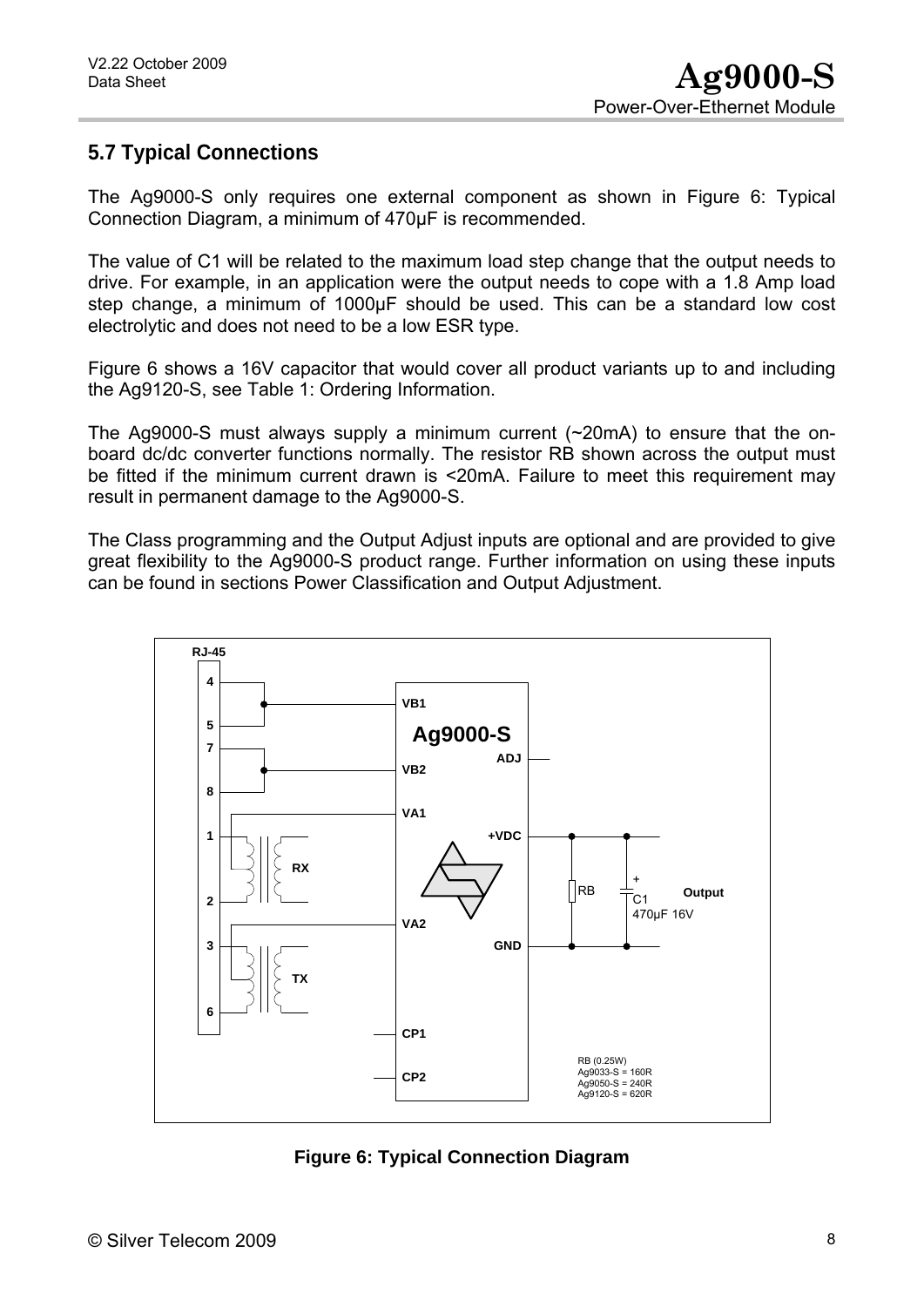## 5.7 Typical Connections

The Ag9000-S only requires one external component as shown in Figure 6: Typical Connection Diagram, a minimum of 470µF is recommended.

The value of C1 will be related to the maximum load step change that the output needs to drive. For example, in an application were the output needs to cope with a 1.8 Amp load step change, a minimum of 1000µF should be used. This can be a standard low cost electrolytic and does not need to be a low ESR type.

Figure 6 shows a 16V capacitor that would cover all product variants up to and including the Ag9120-S, see Table 1: Ordering Information.

The Ag9000-S must always supply a minimum current (~20mA) to ensure that the on-board dc/dc converter functions normally. The resistor RB shown across the output must be fitted if the minimum current drawn is <20mA. Failure to meet this requirement may result in permanent damage to the Ag9000-S.

The Class programming and the Output Adjust inputs are optional and are provided to give great flexibility to the Ag9000-S product range. Further information on using these inputs can be found in sections Power Classification and Output Adjustment.

RJ-45 4 5 7 8 1 2 3 6 RX TX VB1 VB2 VA1 VA2 CP1 CP2 Ag9000-S ADJ +VDC GND RB C1 470µF 16V Output

RB (0.25W)
Ag9033-S = 160R
Ag9050-S = 240R
Ag9120-S = 620R

**Figure 6: Typical Connection Diagram**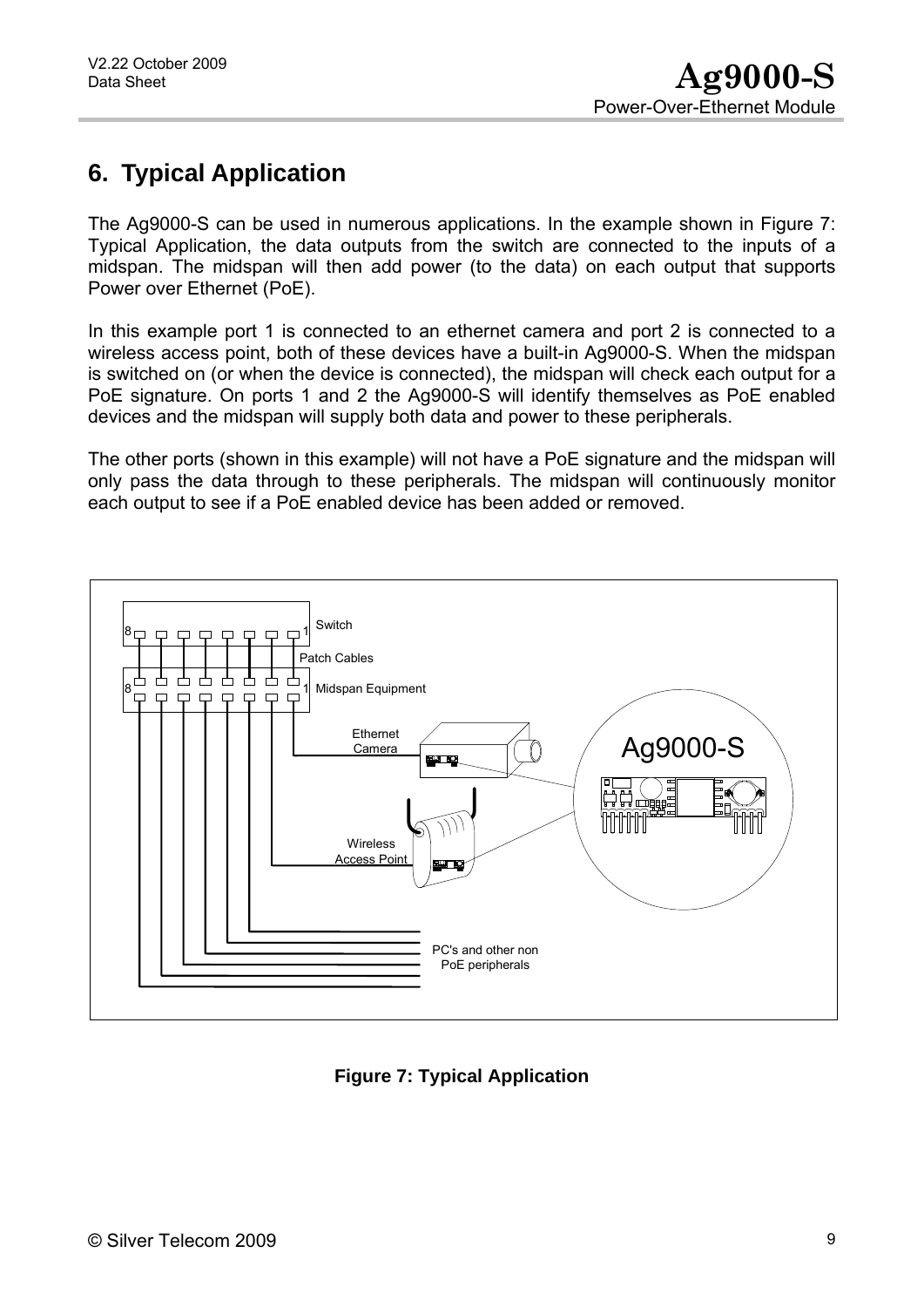# 6. Typical Application

The Ag9000-S can be used in numerous applications. In the example shown in Figure 7: Typical Application, the data outputs from the switch are connected to the inputs of a midspan. The midspan will then add power (to the data) on each output that supports Power over Ethernet (PoE).

In this example port 1 is connected to an ethernet camera and port 2 is connected to a wireless access point, both of these devices have a built-in Ag9000-S. When the midspan is switched on (or when the device is connected), the midspan will check each output for a PoE signature. On ports 1 and 2 the Ag9000-S will identify themselves as PoE enabled devices and the midspan will supply both data and power to these peripherals.

The other ports (shown in this example) will not have a PoE signature and the midspan will only pass the data through to these peripherals. The midspan will continuously monitor each output to see if a PoE enabled device has been added or removed.

**Figure 7: Typical Application**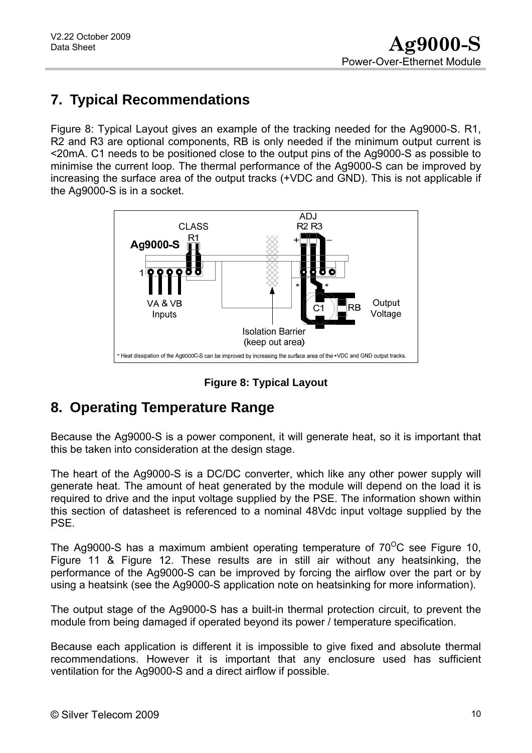## 7. Typical Recommendations

Figure 8: Typical Layout gives an example of the tracking needed for the Ag9000-S. R1, R2 and R3 are optional components, RB is only needed if the minimum output current is <20mA. C1 needs to be positioned close to the output pins of the Ag9000-S as possible to minimise the current loop. The thermal performance of the Ag9000-S can be improved by increasing the surface area of the output tracks (+VDC and GND). This is not applicable if the Ag9000-S is in a socket.

**Figure 8: Typical Layout**

## 8. Operating Temperature Range

Because the Ag9000-S is a power component, it will generate heat, so it is important that this be taken into consideration at the design stage.

The heart of the Ag9000-S is a DC/DC converter, which like any other power supply will generate heat. The amount of heat generated by the module will depend on the load it is required to drive and the input voltage supplied by the PSE. The information shown within this section of datasheet is referenced to a nominal 48Vdc input voltage supplied by the PSE.

The Ag9000-S has a maximum ambient operating temperature of 70$^{O}$C see Figure 10, Figure 11 & Figure 12. These results are in still air without any heatsinking, the performance of the Ag9000-S can be improved by forcing the airflow over the part or by using a heatsink (see the Ag9000-S application note on heatsinking for more information).

The output stage of the Ag9000-S has a built-in thermal protection circuit, to prevent the module from being damaged if operated beyond its power / temperature specification.

Because each application is different it is impossible to give fixed and absolute thermal recommendations. However it is important that any enclosure used has sufficient ventilation for the Ag9000-S and a direct airflow if possible.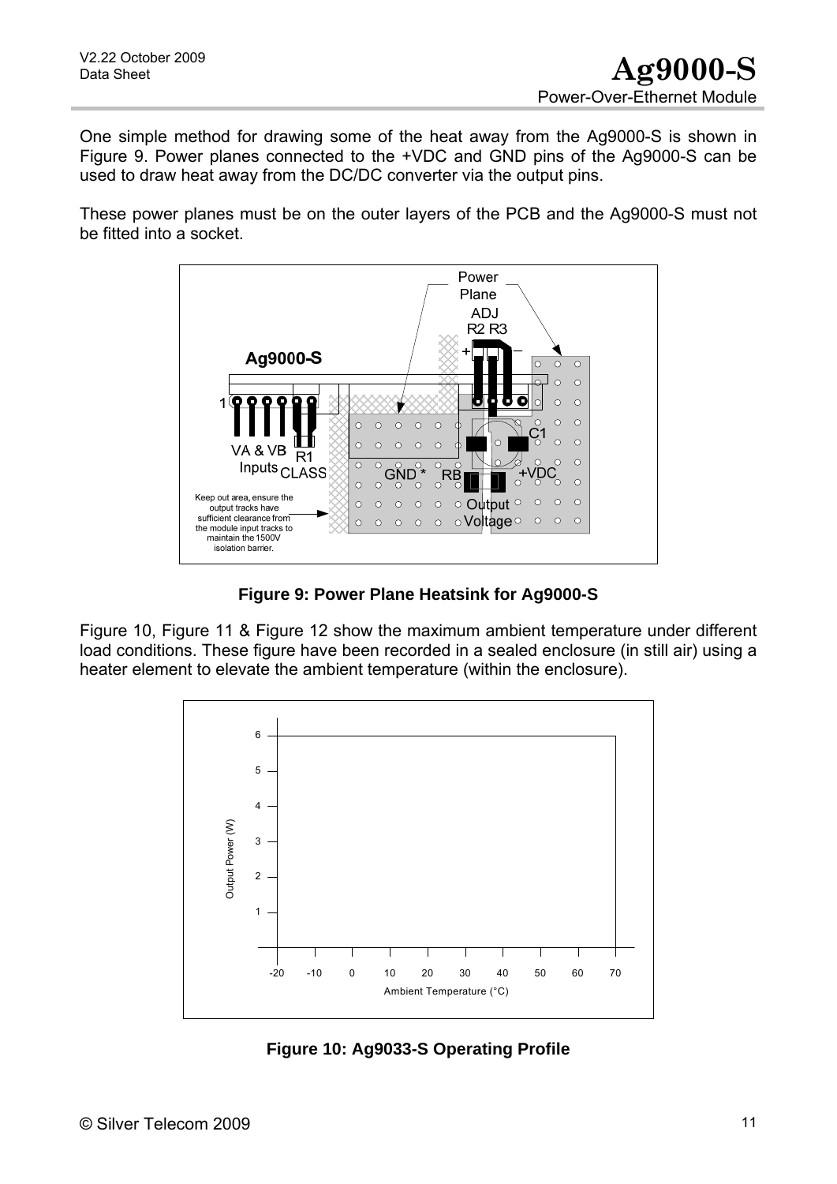One simple method for drawing some of the heat away from the Ag9000-S is shown in Figure 9. Power planes connected to the +VDC and GND pins of the Ag9000-S can be used to draw heat away from the DC/DC converter via the output pins.

These power planes must be on the outer layers of the PCB and the Ag9000-S must not be fitted into a socket.

**Figure 9: Power Plane Heatsink for Ag9000-S**

Figure 10, Figure 11 & Figure 12 show the maximum ambient temperature under different load conditions. These figure have been recorded in a sealed enclosure (in still air) using a heater element to elevate the ambient temperature (within the enclosure).

**Figure 10: Ag9033-S Operating Profile**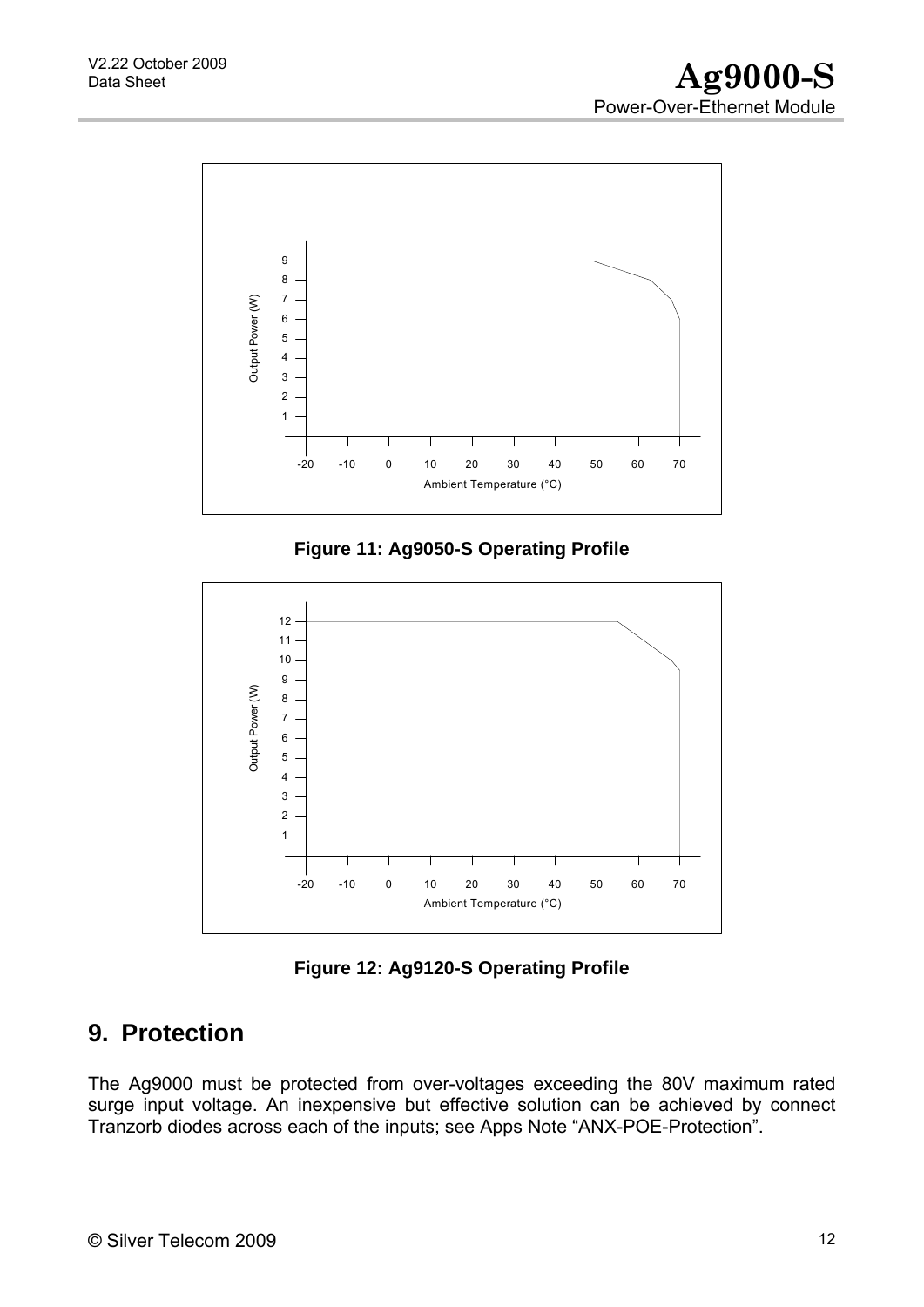**Figure 11: Ag9050-S Operating Profile**

**Figure 12: Ag9120-S Operating Profile**

## 9. Protection

The Ag9000 must be protected from over-voltages exceeding the 80V maximum rated surge input voltage. An inexpensive but effective solution can be achieved by connect Tranzorb diodes across each of the inputs; see Apps Note "ANX-POE-Protection".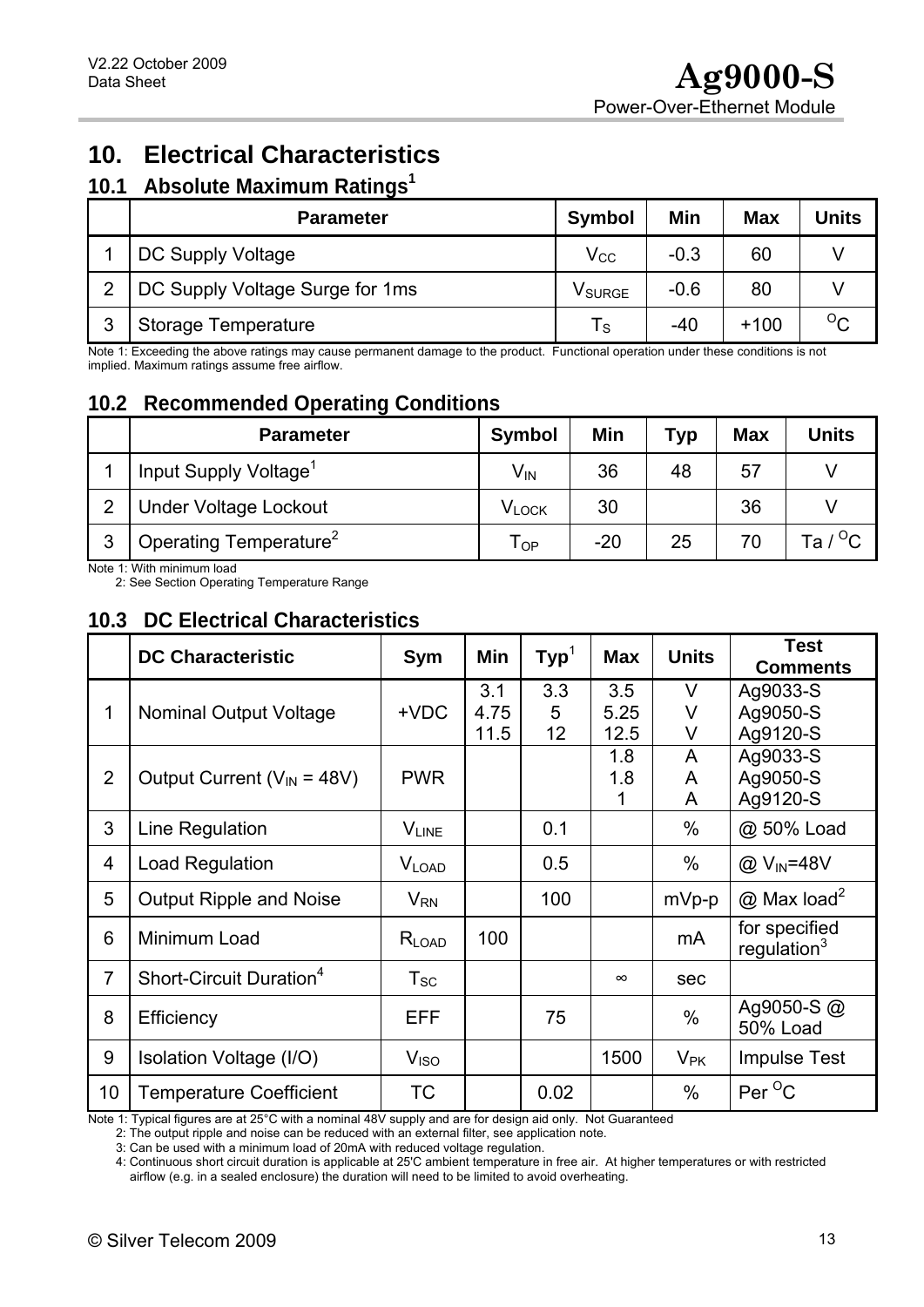# 10. Electrical Characteristics

## 10.1 Absolute Maximum Ratings[1]

| | Parameter | Symbol | Min | Max | Units |
|---|---|---|---|---|---|
| 1 | DC Supply Voltage | $V_{CC}$ | -0.3 | 60 | V |
| 2 | DC Supply Voltage Surge for 1ms | $V_{SURGE}$ | -0.6 | 80 | V |
| 3 | Storage Temperature | $T_S$ | -40 | +100 | $^{O}C$ |

Note 1: Exceeding the above ratings may cause permanent damage to the product. Functional operation under these conditions is not implied. Maximum ratings assume free airflow.

## 10.2 Recommended Operating Conditions

| | Parameter | Symbol | Min | Typ | Max | Units |
|---|---|---|---|---|---|---|
| 1 | Input Supply Voltage[1] | $V_{IN}$ | 36 | 48 | 57 | V |
| 2 | Under Voltage Lockout | $V_{LOCK}$ | 30 | | 36 | V |
| 3 | Operating Temperature[2] | $T_{OP}$ | -20 | 25 | 70 | Ta / $^{O}C$ |

Note 1: With minimum load
2: See Section Operating Temperature Range

## 10.3 DC Electrical Characteristics

| | DC Characteristic | Sym | Min | Typ[1] | Max | Units | Test Comments |
|---|---|---|---|---|---|---|---|
| 1 | Nominal Output Voltage | +VDC | 3.1<br>4.75<br>11.5 | 3.3<br>5<br>12 | 3.5<br>5.25<br>12.5 | V<br>V<br>V | Ag9033-S<br>Ag9050-S<br>Ag9120-S |
| 2 | Output Current ($V_{IN}$ = 48V) | PWR | | | 1.8<br>1.8<br>1 | A<br>A<br>A | Ag9033-S<br>Ag9050-S<br>Ag9120-S |
| 3 | Line Regulation | $V_{LINE}$ | | 0.1 | | % | @ 50% Load |
| 4 | Load Regulation | $V_{LOAD}$ | | 0.5 | | % | @ $V_{IN}$=48V |
| 5 | Output Ripple and Noise | $V_{RN}$ | | 100 | | mVp-p | @ Max load[2] |
| 6 | Minimum Load | $R_{LOAD}$ | 100 | | | mA | for specified regulation[3] |
| 7 | Short-Circuit Duration[4] | $T_{SC}$ | | | ∞ | sec | |
| 8 | Efficiency | EFF | | 75 | | % | Ag9050-S @ 50% Load |
| 9 | Isolation Voltage (I/O) | $V_{ISO}$ | | | 1500 | $V_{PK}$ | Impulse Test |
| 10 | Temperature Coefficient | TC | | 0.02 | | % | Per $^{O}C$ |

Note 1: Typical figures are at 25°C with a nominal 48V supply and are for design aid only. Not Guaranteed
2: The output ripple and noise can be reduced with an external filter, see application note.
3: Can be used with a minimum load of 20mA with reduced voltage regulation.
4: Continuous short circuit duration is applicable at 25'C ambient temperature in free air. At higher temperatures or with restricted airflow (e.g. in a sealed enclosure) the duration will need to be limited to avoid overheating.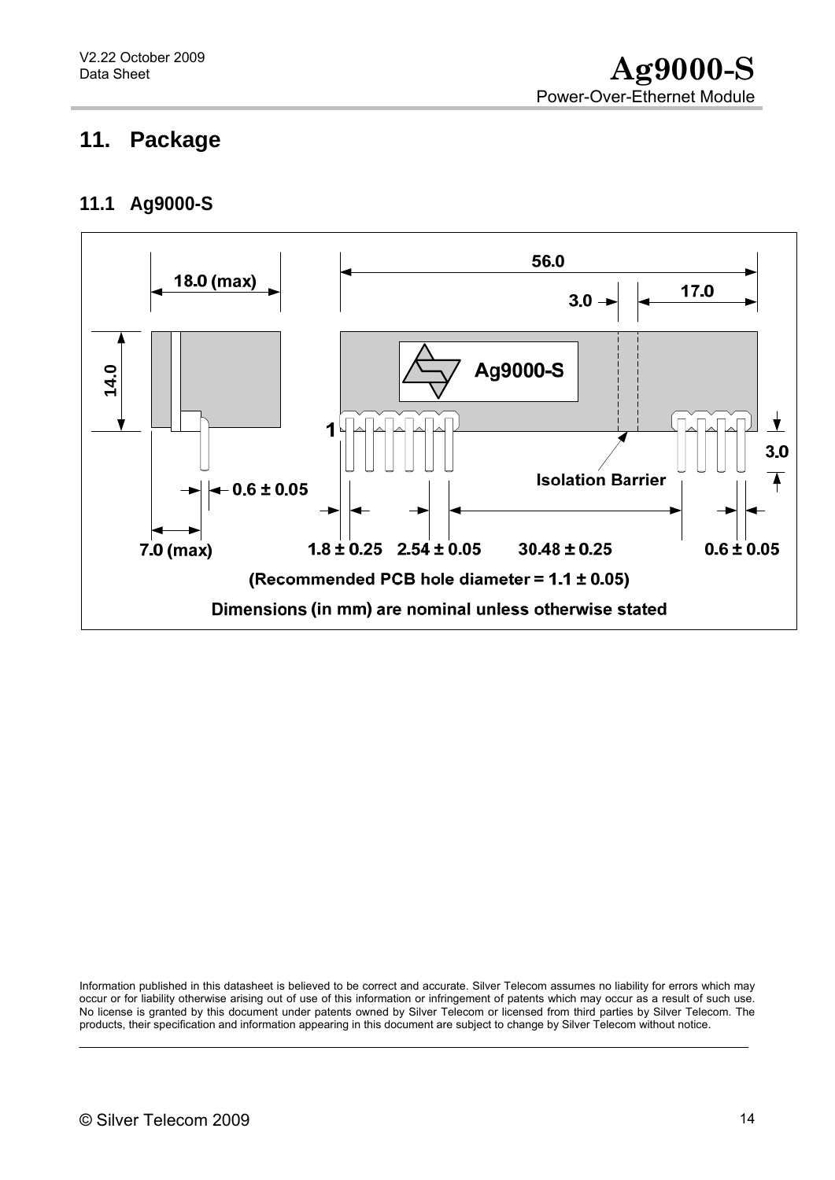## 11. Package

### 11.1 Ag9000-S

18.0 (max)

56.0

3.0

17.0

14.0

Ag9000-S

1

3.0

Isolation Barrier

0.6 ± 0.05

7.0 (max)

1.8 ± 0.25

2.54 ± 0.05

30.48 ± 0.25

0.6 ± 0.05

(Recommended PCB hole diameter = 1.1 ± 0.05)

Dimensions (in mm) are nominal unless otherwise stated

Information published in this datasheet is believed to be correct and accurate. Silver Telecom assumes no liability for errors which may occur or for liability otherwise arising out of use of this information or infringement of patents which may occur as a result of such use. No license is granted by this document under patents owned by Silver Telecom or licensed from third parties by Silver Telecom. The products, their specification and information appearing in this document are subject to change by Silver Telecom without notice.